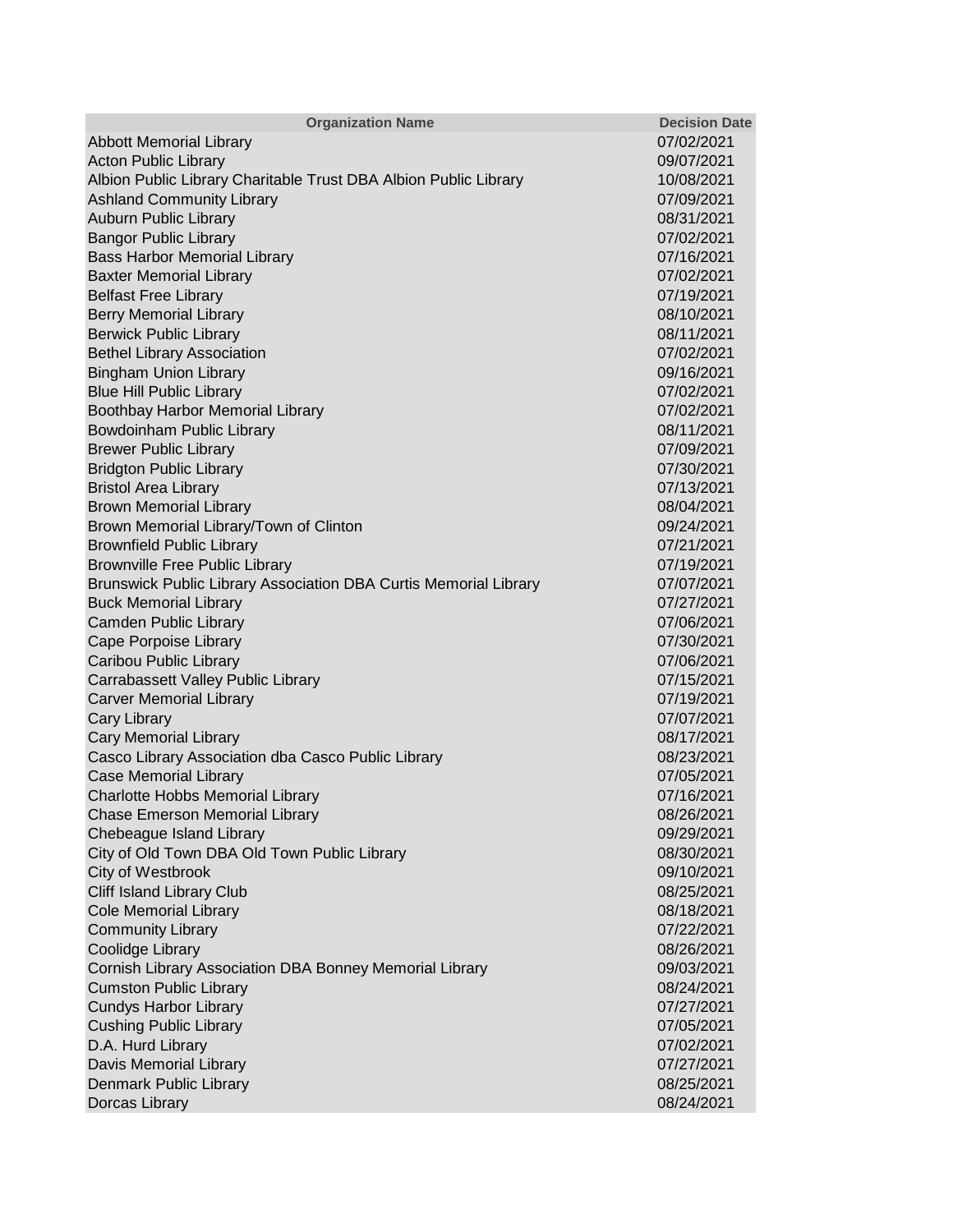| Organization Name | Decision Date |
|---|---|
| Abbott Memorial Library | 07/02/2021 |
| Acton Public Library | 09/07/2021 |
| Albion Public Library Charitable Trust DBA Albion Public Library | 10/08/2021 |
| Ashland Community Library | 07/09/2021 |
| Auburn Public Library | 08/31/2021 |
| Bangor Public Library | 07/02/2021 |
| Bass Harbor Memorial Library | 07/16/2021 |
| Baxter Memorial Library | 07/02/2021 |
| Belfast Free Library | 07/19/2021 |
| Berry Memorial Library | 08/10/2021 |
| Berwick Public Library | 08/11/2021 |
| Bethel Library Association | 07/02/2021 |
| Bingham Union Library | 09/16/2021 |
| Blue Hill Public Library | 07/02/2021 |
| Boothbay Harbor Memorial Library | 07/02/2021 |
| Bowdoinham Public Library | 08/11/2021 |
| Brewer Public Library | 07/09/2021 |
| Bridgton Public Library | 07/30/2021 |
| Bristol Area Library | 07/13/2021 |
| Brown Memorial Library | 08/04/2021 |
| Brown Memorial Library/Town of Clinton | 09/24/2021 |
| Brownfield Public Library | 07/21/2021 |
| Brownville Free Public Library | 07/19/2021 |
| Brunswick Public Library Association DBA Curtis Memorial Library | 07/07/2021 |
| Buck Memorial Library | 07/27/2021 |
| Camden Public Library | 07/06/2021 |
| Cape Porpoise Library | 07/30/2021 |
| Caribou Public Library | 07/06/2021 |
| Carrabassett Valley Public Library | 07/15/2021 |
| Carver Memorial Library | 07/19/2021 |
| Cary Library | 07/07/2021 |
| Cary Memorial Library | 08/17/2021 |
| Casco Library Association dba Casco Public Library | 08/23/2021 |
| Case Memorial Library | 07/05/2021 |
| Charlotte Hobbs Memorial Library | 07/16/2021 |
| Chase Emerson Memorial Library | 08/26/2021 |
| Chebeague Island Library | 09/29/2021 |
| City of Old Town DBA Old Town Public Library | 08/30/2021 |
| City of Westbrook | 09/10/2021 |
| Cliff Island Library Club | 08/25/2021 |
| Cole Memorial Library | 08/18/2021 |
| Community Library | 07/22/2021 |
| Coolidge Library | 08/26/2021 |
| Cornish Library Association DBA Bonney Memorial Library | 09/03/2021 |
| Cumston Public Library | 08/24/2021 |
| Cundys Harbor Library | 07/27/2021 |
| Cushing Public Library | 07/05/2021 |
| D.A. Hurd Library | 07/02/2021 |
| Davis Memorial Library | 07/27/2021 |
| Denmark Public Library | 08/25/2021 |
| Dorcas Library | 08/24/2021 |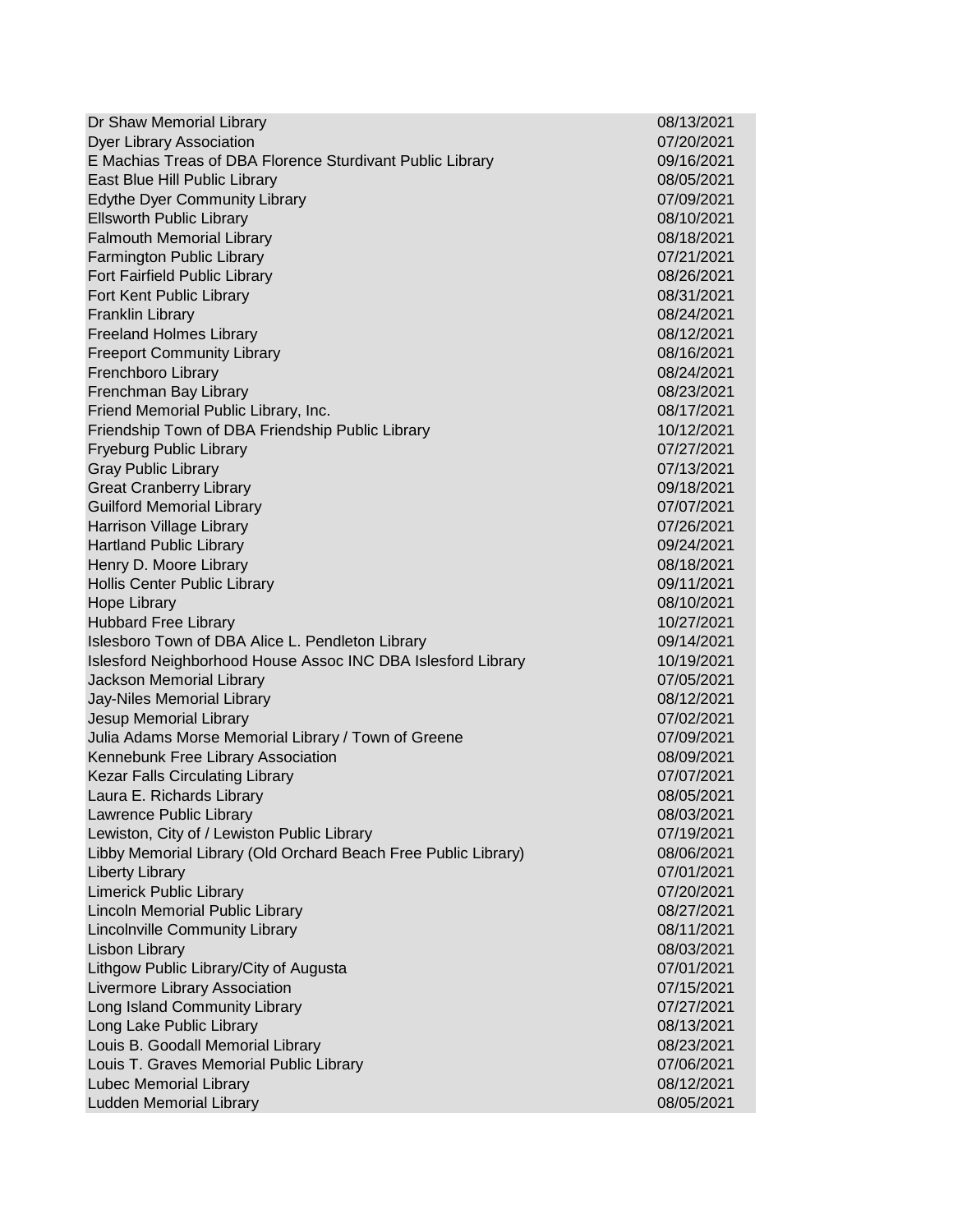| | |
|---|---|
| Dr Shaw Memorial Library | 08/13/2021 |
| Dyer Library Association | 07/20/2021 |
| E Machias Treas of DBA Florence Sturdivant Public Library | 09/16/2021 |
| East Blue Hill Public Library | 08/05/2021 |
| Edythe Dyer Community Library | 07/09/2021 |
| Ellsworth Public Library | 08/10/2021 |
| Falmouth Memorial Library | 08/18/2021 |
| Farmington Public Library | 07/21/2021 |
| Fort Fairfield Public Library | 08/26/2021 |
| Fort Kent Public Library | 08/31/2021 |
| Franklin Library | 08/24/2021 |
| Freeland Holmes Library | 08/12/2021 |
| Freeport Community Library | 08/16/2021 |
| Frenchboro Library | 08/24/2021 |
| Frenchman Bay Library | 08/23/2021 |
| Friend Memorial Public Library, Inc. | 08/17/2021 |
| Friendship Town of DBA Friendship Public Library | 10/12/2021 |
| Fryeburg Public Library | 07/27/2021 |
| Gray Public Library | 07/13/2021 |
| Great Cranberry Library | 09/18/2021 |
| Guilford Memorial Library | 07/07/2021 |
| Harrison Village Library | 07/26/2021 |
| Hartland Public Library | 09/24/2021 |
| Henry D. Moore Library | 08/18/2021 |
| Hollis Center Public Library | 09/11/2021 |
| Hope Library | 08/10/2021 |
| Hubbard Free Library | 10/27/2021 |
| Islesboro Town of DBA Alice L. Pendleton Library | 09/14/2021 |
| Islesford Neighborhood House Assoc INC DBA Islesford Library | 10/19/2021 |
| Jackson Memorial Library | 07/05/2021 |
| Jay-Niles Memorial Library | 08/12/2021 |
| Jesup Memorial Library | 07/02/2021 |
| Julia Adams Morse Memorial Library / Town of Greene | 07/09/2021 |
| Kennebunk Free Library Association | 08/09/2021 |
| Kezar Falls Circulating Library | 07/07/2021 |
| Laura E. Richards Library | 08/05/2021 |
| Lawrence Public Library | 08/03/2021 |
| Lewiston, City of / Lewiston Public Library | 07/19/2021 |
| Libby Memorial Library (Old Orchard Beach Free Public Library) | 08/06/2021 |
| Liberty Library | 07/01/2021 |
| Limerick Public Library | 07/20/2021 |
| Lincoln Memorial Public Library | 08/27/2021 |
| Lincolnville Community Library | 08/11/2021 |
| Lisbon Library | 08/03/2021 |
| Lithgow Public Library/City of Augusta | 07/01/2021 |
| Livermore Library Association | 07/15/2021 |
| Long Island Community Library | 07/27/2021 |
| Long Lake Public Library | 08/13/2021 |
| Louis B. Goodall Memorial Library | 08/23/2021 |
| Louis T. Graves Memorial Public Library | 07/06/2021 |
| Lubec Memorial Library | 08/12/2021 |
| Ludden Memorial Library | 08/05/2021 |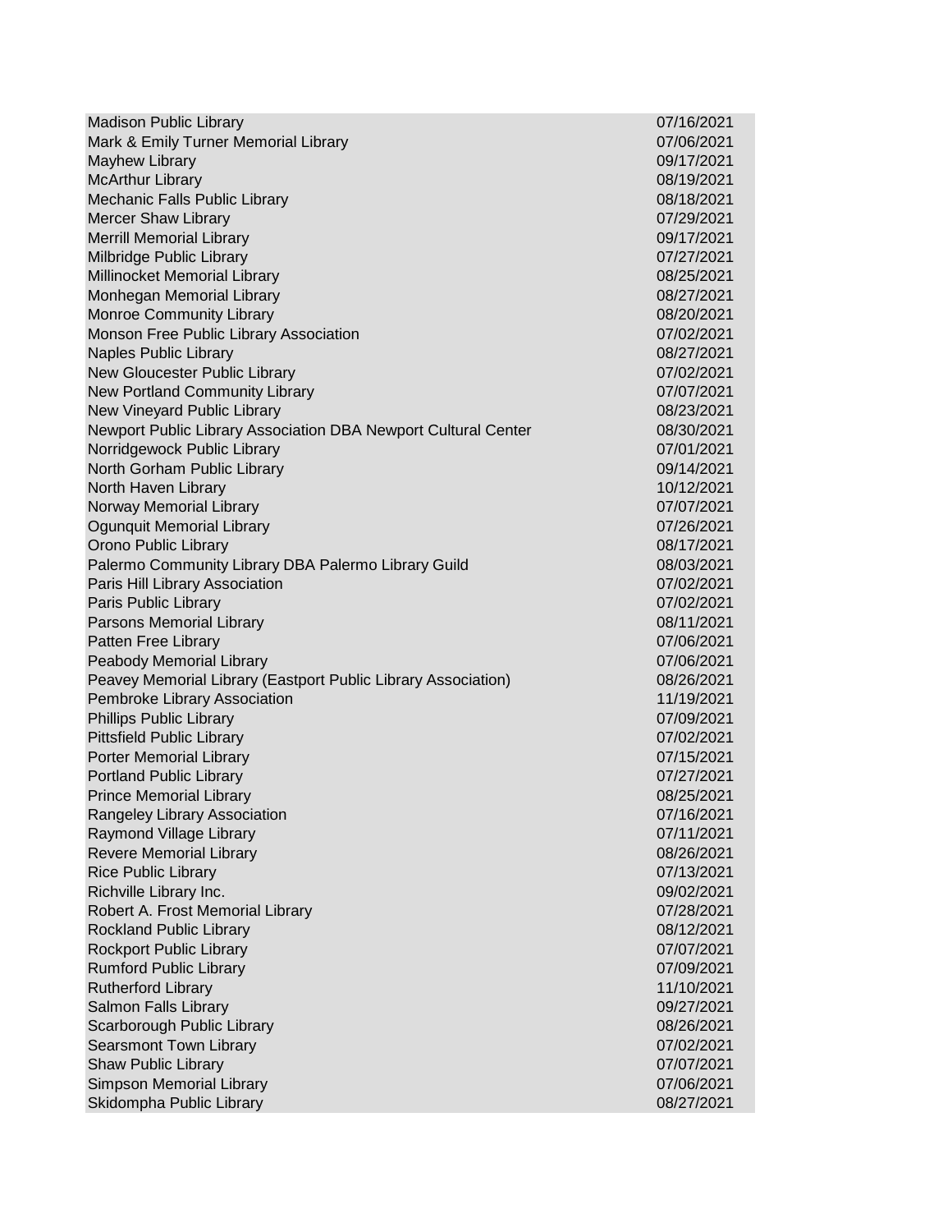| | |
|---|---|
| Madison Public Library | 07/16/2021 |
| Mark & Emily Turner Memorial Library | 07/06/2021 |
| Mayhew Library | 09/17/2021 |
| McArthur Library | 08/19/2021 |
| Mechanic Falls Public Library | 08/18/2021 |
| Mercer Shaw Library | 07/29/2021 |
| Merrill Memorial Library | 09/17/2021 |
| Milbridge Public Library | 07/27/2021 |
| Millinocket Memorial Library | 08/25/2021 |
| Monhegan Memorial Library | 08/27/2021 |
| Monroe Community Library | 08/20/2021 |
| Monson Free Public Library Association | 07/02/2021 |
| Naples Public Library | 08/27/2021 |
| New Gloucester Public Library | 07/02/2021 |
| New Portland Community Library | 07/07/2021 |
| New Vineyard Public Library | 08/23/2021 |
| Newport Public Library Association DBA Newport Cultural Center | 08/30/2021 |
| Norridgewock Public Library | 07/01/2021 |
| North Gorham Public Library | 09/14/2021 |
| North Haven Library | 10/12/2021 |
| Norway Memorial Library | 07/07/2021 |
| Ogunquit Memorial Library | 07/26/2021 |
| Orono Public Library | 08/17/2021 |
| Palermo Community Library DBA Palermo Library Guild | 08/03/2021 |
| Paris Hill Library Association | 07/02/2021 |
| Paris Public Library | 07/02/2021 |
| Parsons Memorial Library | 08/11/2021 |
| Patten Free Library | 07/06/2021 |
| Peabody Memorial Library | 07/06/2021 |
| Peavey Memorial Library (Eastport Public Library Association) | 08/26/2021 |
| Pembroke Library Association | 11/19/2021 |
| Phillips Public Library | 07/09/2021 |
| Pittsfield Public Library | 07/02/2021 |
| Porter Memorial Library | 07/15/2021 |
| Portland Public Library | 07/27/2021 |
| Prince Memorial Library | 08/25/2021 |
| Rangeley Library Association | 07/16/2021 |
| Raymond Village Library | 07/11/2021 |
| Revere Memorial Library | 08/26/2021 |
| Rice Public Library | 07/13/2021 |
| Richville Library Inc. | 09/02/2021 |
| Robert A. Frost Memorial Library | 07/28/2021 |
| Rockland Public Library | 08/12/2021 |
| Rockport Public Library | 07/07/2021 |
| Rumford Public Library | 07/09/2021 |
| Rutherford Library | 11/10/2021 |
| Salmon Falls Library | 09/27/2021 |
| Scarborough Public Library | 08/26/2021 |
| Searsmont Town Library | 07/02/2021 |
| Shaw Public Library | 07/07/2021 |
| Simpson Memorial Library | 07/06/2021 |
| Skidompha Public Library | 08/27/2021 |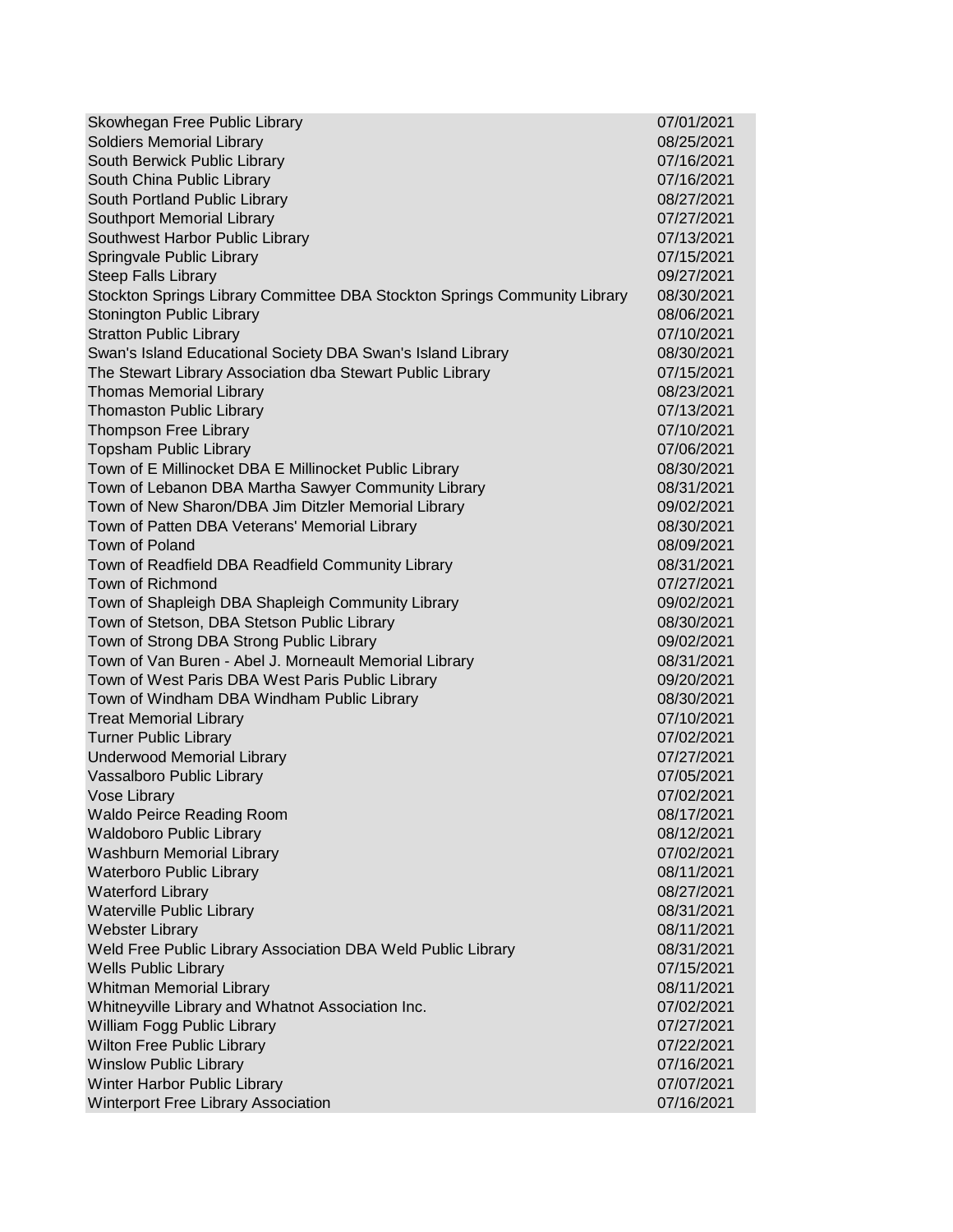| | |
|---|---|
| Skowhegan Free Public Library | 07/01/2021 |
| Soldiers Memorial Library | 08/25/2021 |
| South Berwick Public Library | 07/16/2021 |
| South China Public Library | 07/16/2021 |
| South Portland Public Library | 08/27/2021 |
| Southport Memorial Library | 07/27/2021 |
| Southwest Harbor Public Library | 07/13/2021 |
| Springvale Public Library | 07/15/2021 |
| Steep Falls Library | 09/27/2021 |
| Stockton Springs Library Committee DBA Stockton Springs Community Library | 08/30/2021 |
| Stonington Public Library | 08/06/2021 |
| Stratton Public Library | 07/10/2021 |
| Swan's Island Educational Society DBA Swan's Island Library | 08/30/2021 |
| The Stewart Library Association dba Stewart Public Library | 07/15/2021 |
| Thomas Memorial Library | 08/23/2021 |
| Thomaston Public Library | 07/13/2021 |
| Thompson Free Library | 07/10/2021 |
| Topsham Public Library | 07/06/2021 |
| Town of E Millinocket DBA E Millinocket Public Library | 08/30/2021 |
| Town of Lebanon DBA Martha Sawyer Community Library | 08/31/2021 |
| Town of New Sharon/DBA Jim Ditzler Memorial Library | 09/02/2021 |
| Town of Patten DBA Veterans' Memorial Library | 08/30/2021 |
| Town of Poland | 08/09/2021 |
| Town of Readfield DBA Readfield Community Library | 08/31/2021 |
| Town of Richmond | 07/27/2021 |
| Town of Shapleigh DBA Shapleigh Community Library | 09/02/2021 |
| Town of Stetson, DBA Stetson Public Library | 08/30/2021 |
| Town of Strong DBA Strong Public Library | 09/02/2021 |
| Town of Van Buren - Abel J. Morneault Memorial Library | 08/31/2021 |
| Town of West Paris DBA West Paris Public Library | 09/20/2021 |
| Town of Windham DBA Windham Public Library | 08/30/2021 |
| Treat Memorial Library | 07/10/2021 |
| Turner Public Library | 07/02/2021 |
| Underwood Memorial Library | 07/27/2021 |
| Vassalboro Public Library | 07/05/2021 |
| Vose Library | 07/02/2021 |
| Waldo Peirce Reading Room | 08/17/2021 |
| Waldoboro Public Library | 08/12/2021 |
| Washburn Memorial Library | 07/02/2021 |
| Waterboro Public Library | 08/11/2021 |
| Waterford Library | 08/27/2021 |
| Waterville Public Library | 08/31/2021 |
| Webster Library | 08/11/2021 |
| Weld Free Public Library Association DBA Weld Public Library | 08/31/2021 |
| Wells Public Library | 07/15/2021 |
| Whitman Memorial Library | 08/11/2021 |
| Whitneyville Library and Whatnot Association Inc. | 07/02/2021 |
| William Fogg Public Library | 07/27/2021 |
| Wilton Free Public Library | 07/22/2021 |
| Winslow Public Library | 07/16/2021 |
| Winter Harbor Public Library | 07/07/2021 |
| Winterport Free Library Association | 07/16/2021 |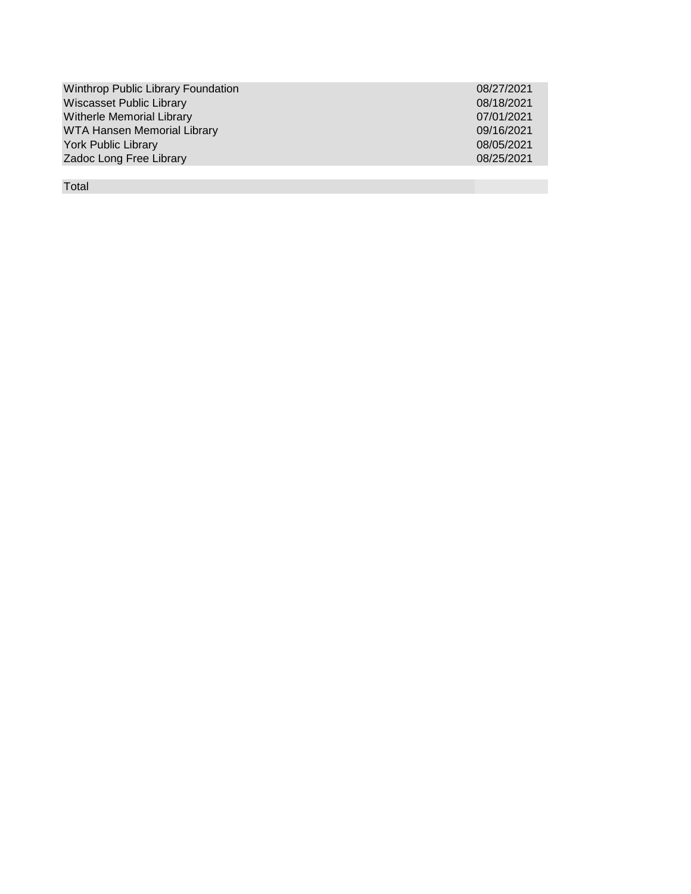| | |
|---|---|
| Winthrop Public Library Foundation | 08/27/2021 |
| Wiscasset Public Library | 08/18/2021 |
| Witherle Memorial Library | 07/01/2021 |
| WTA Hansen Memorial Library | 09/16/2021 |
| York Public Library | 08/05/2021 |
| Zadoc Long Free Library | 08/25/2021 |
| | |
| Total | |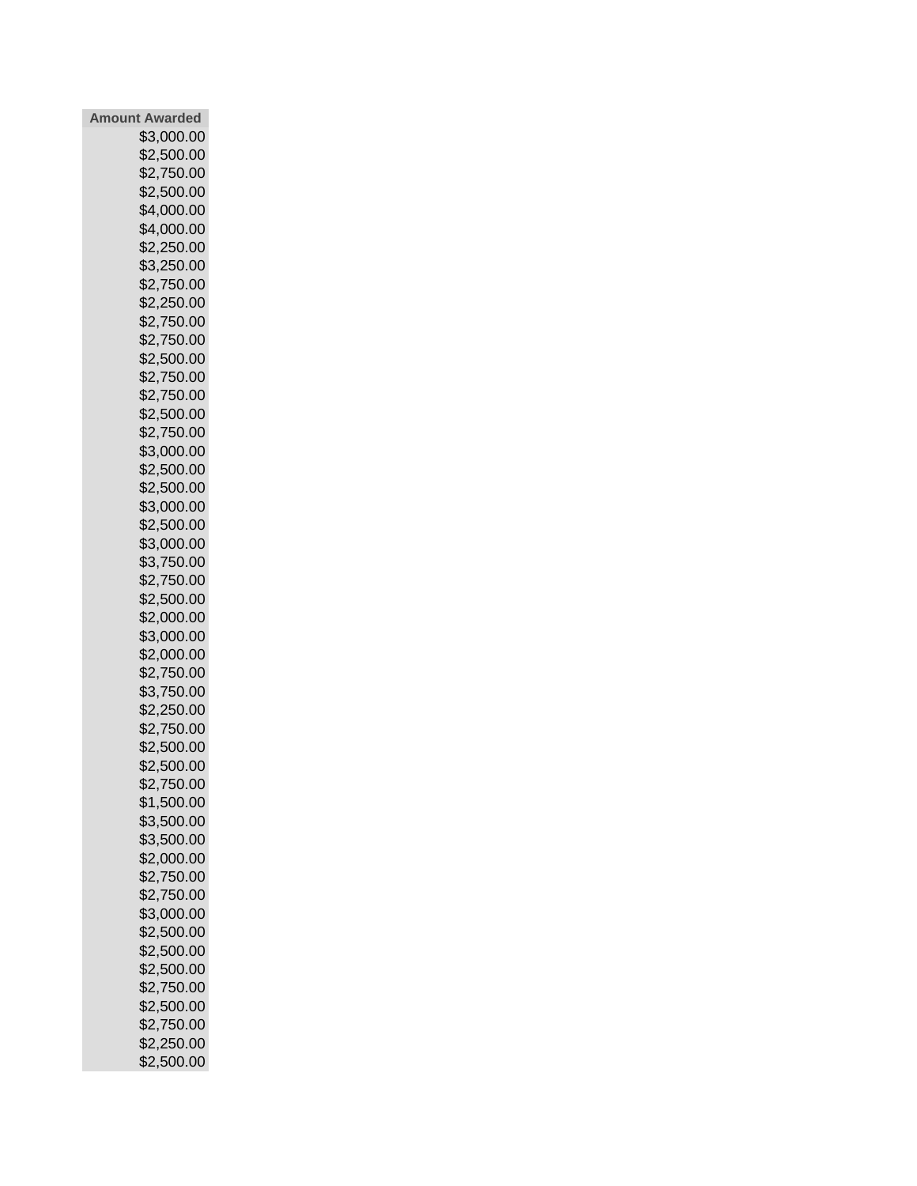| Amount Awarded |
| ---: |
| $3,000.00 |
| $2,500.00 |
| $2,750.00 |
| $2,500.00 |
| $4,000.00 |
| $4,000.00 |
| $2,250.00 |
| $3,250.00 |
| $2,750.00 |
| $2,250.00 |
| $2,750.00 |
| $2,750.00 |
| $2,500.00 |
| $2,750.00 |
| $2,750.00 |
| $2,500.00 |
| $2,750.00 |
| $3,000.00 |
| $2,500.00 |
| $2,500.00 |
| $3,000.00 |
| $2,500.00 |
| $3,000.00 |
| $3,750.00 |
| $2,750.00 |
| $2,500.00 |
| $2,000.00 |
| $3,000.00 |
| $2,000.00 |
| $2,750.00 |
| $3,750.00 |
| $2,250.00 |
| $2,750.00 |
| $2,500.00 |
| $2,500.00 |
| $2,750.00 |
| $1,500.00 |
| $3,500.00 |
| $3,500.00 |
| $2,000.00 |
| $2,750.00 |
| $2,750.00 |
| $3,000.00 |
| $2,500.00 |
| $2,500.00 |
| $2,500.00 |
| $2,750.00 |
| $2,500.00 |
| $2,750.00 |
| $2,250.00 |
| $2,500.00 |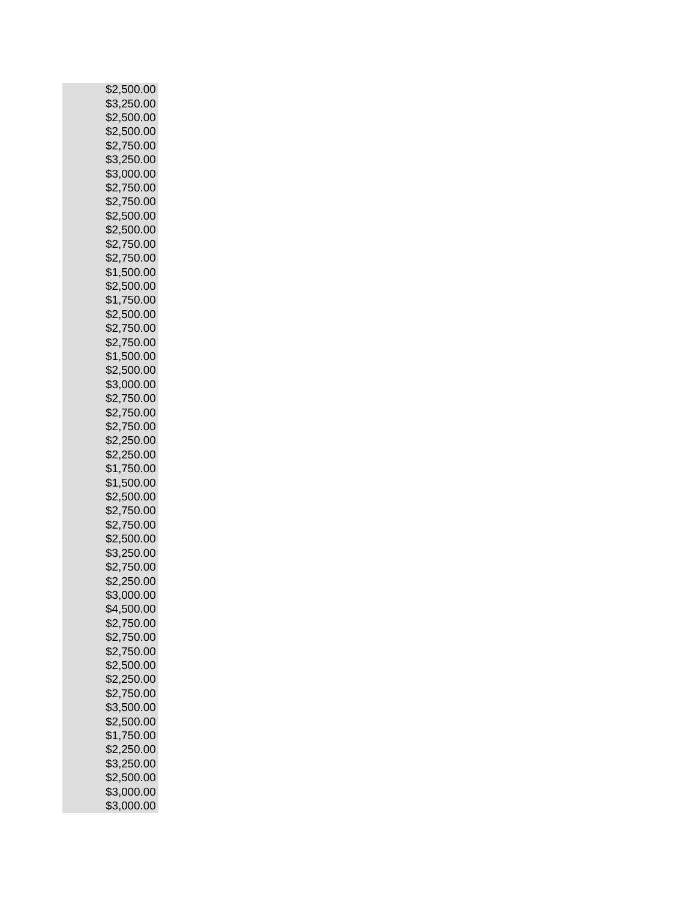$2,500.00
$3,250.00
$2,500.00
$2,500.00
$2,750.00
$3,250.00
$3,000.00
$2,750.00
$2,750.00
$2,500.00
$2,500.00
$2,750.00
$2,750.00
$1,500.00
$2,500.00
$1,750.00
$2,500.00
$2,750.00
$2,750.00
$1,500.00
$2,500.00
$3,000.00
$2,750.00
$2,750.00
$2,750.00
$2,250.00
$2,250.00
$1,750.00
$1,500.00
$2,500.00
$2,750.00
$2,750.00
$2,500.00
$3,250.00
$2,750.00
$2,250.00
$3,000.00
$4,500.00
$2,750.00
$2,750.00
$2,750.00
$2,500.00
$2,250.00
$2,750.00
$3,500.00
$2,500.00
$1,750.00
$2,250.00
$3,250.00
$2,500.00
$3,000.00
$3,000.00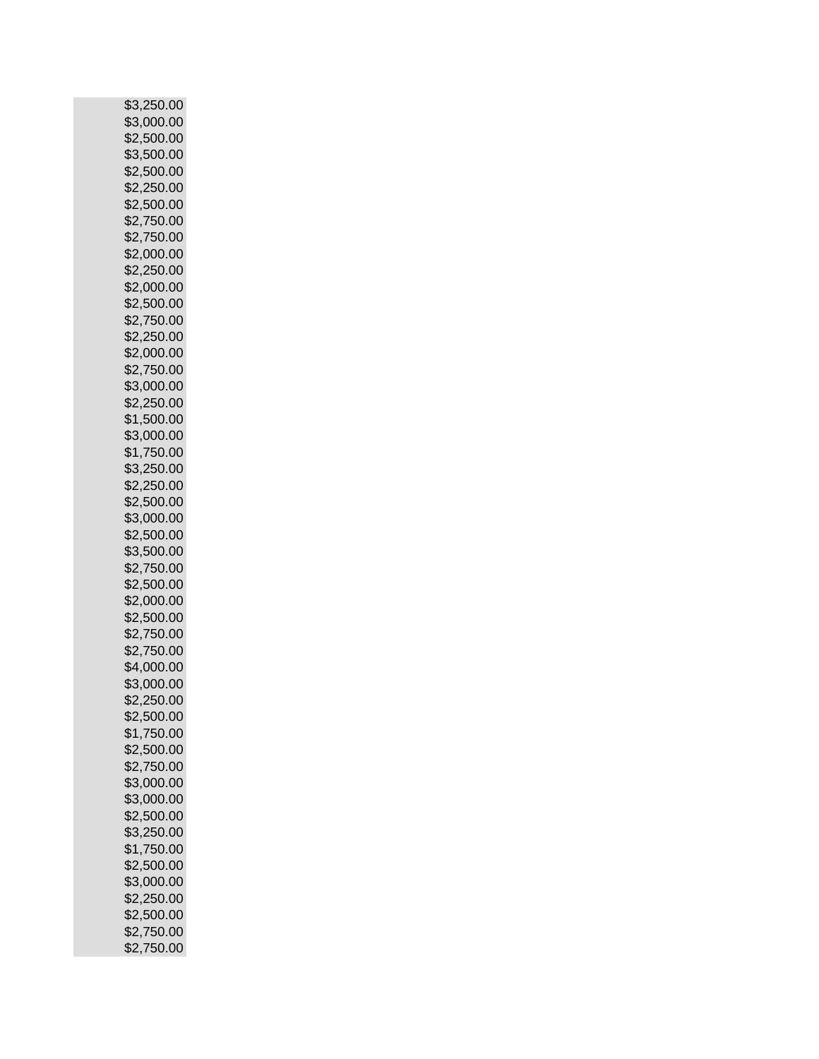$3,250.00
$3,000.00
$2,500.00
$3,500.00
$2,500.00
$2,250.00
$2,500.00
$2,750.00
$2,750.00
$2,000.00
$2,250.00
$2,000.00
$2,500.00
$2,750.00
$2,250.00
$2,000.00
$2,750.00
$3,000.00
$2,250.00
$1,500.00
$3,000.00
$1,750.00
$3,250.00
$2,250.00
$2,500.00
$3,000.00
$2,500.00
$3,500.00
$2,750.00
$2,500.00
$2,000.00
$2,500.00
$2,750.00
$2,750.00
$4,000.00
$3,000.00
$2,250.00
$2,500.00
$1,750.00
$2,500.00
$2,750.00
$3,000.00
$3,000.00
$2,500.00
$3,250.00
$1,750.00
$2,500.00
$3,000.00
$2,250.00
$2,500.00
$2,750.00
$2,750.00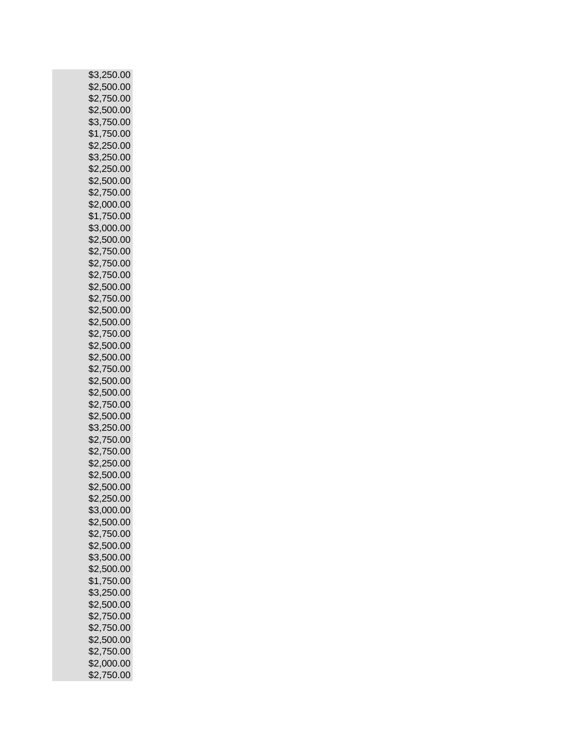$3,250.00
$2,500.00
$2,750.00
$2,500.00
$3,750.00
$1,750.00
$2,250.00
$3,250.00
$2,250.00
$2,500.00
$2,750.00
$2,000.00
$1,750.00
$3,000.00
$2,500.00
$2,750.00
$2,750.00
$2,750.00
$2,500.00
$2,750.00
$2,500.00
$2,500.00
$2,750.00
$2,500.00
$2,500.00
$2,750.00
$2,500.00
$2,500.00
$2,750.00
$2,500.00
$3,250.00
$2,750.00
$2,750.00
$2,250.00
$2,500.00
$2,500.00
$2,250.00
$3,000.00
$2,500.00
$2,750.00
$2,500.00
$3,500.00
$2,500.00
$1,750.00
$3,250.00
$2,500.00
$2,750.00
$2,750.00
$2,500.00
$2,750.00
$2,000.00
$2,750.00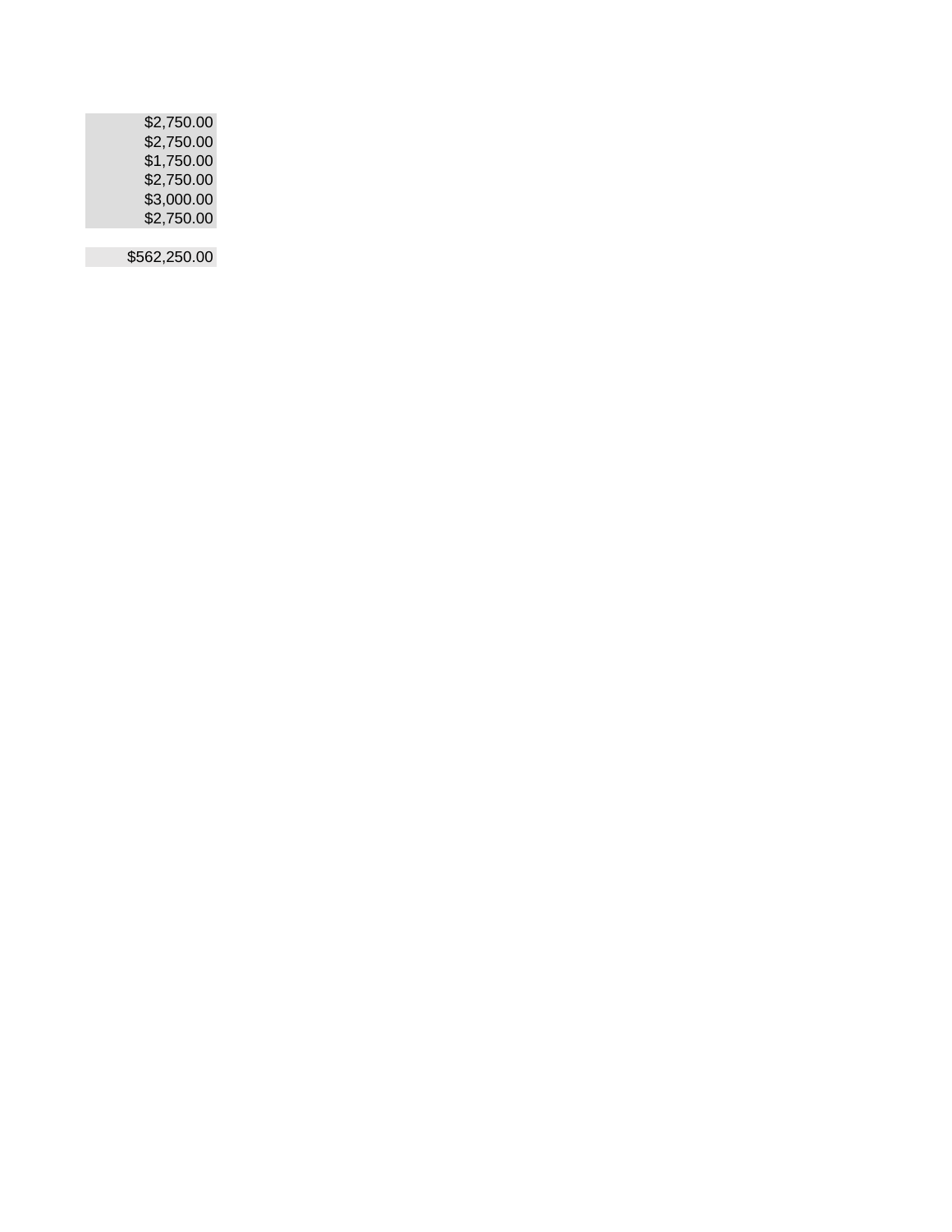| |
|---|
| $2,750.00 |
| $2,750.00 |
| $1,750.00 |
| $2,750.00 |
| $3,000.00 |
| $2,750.00 |
| |
| $562,250.00 |